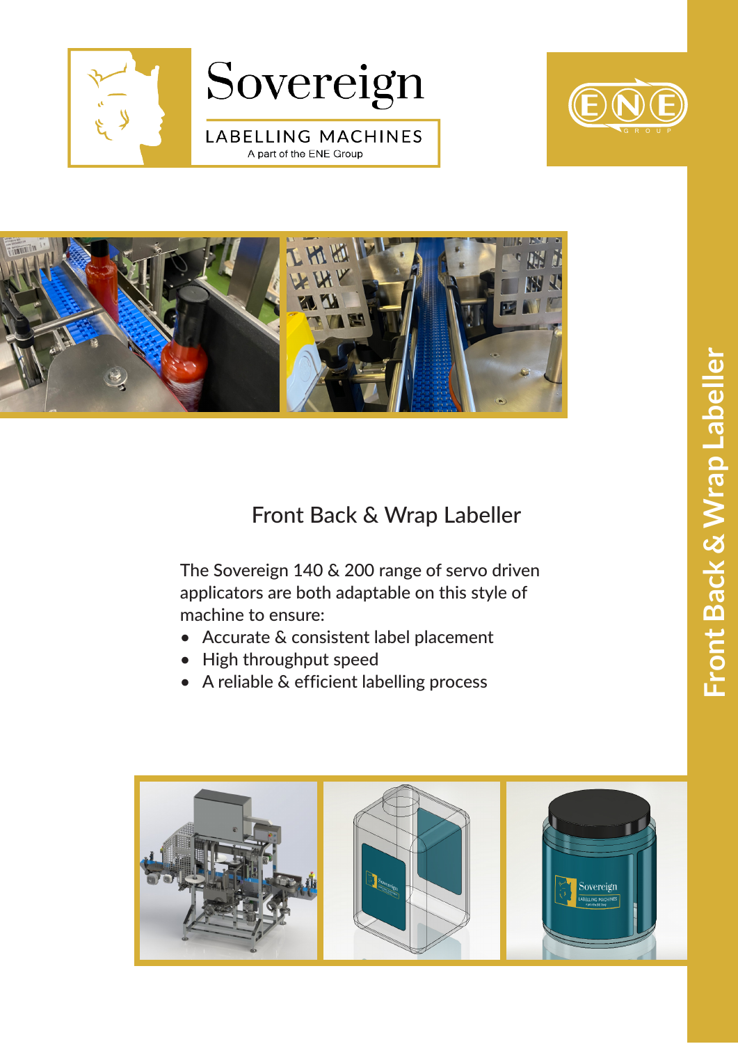Sovereign

LABELLING MACHINES

A part of the ENE Group

# Front Back & Wrap Labeller

The Sovereign 140 & 200 range of servo driven applicators are both adaptable on this style of machine to ensure:

- Accurate & consistent label placement
- High throughput speed
- A reliable & efficient labelling process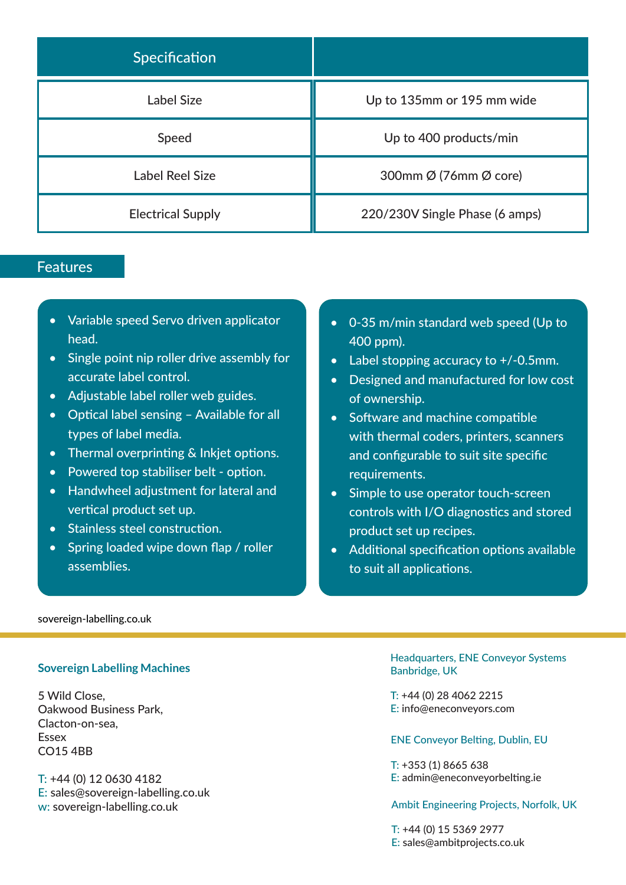| Specification | |
|---|---|
| Label Size | Up to 135mm or 195 mm wide |
| Speed | Up to 400 products/min |
| Label Reel Size | 300mm Ø (76mm Ø core) |
| Electrical Supply | 220/230V Single Phase (6 amps) |

## Features

- Variable speed Servo driven applicator head.
- Single point nip roller drive assembly for accurate label control.
- Adjustable label roller web guides.
- Optical label sensing – Available for all types of label media.
- Thermal overprinting & Inkjet options.
- Powered top stabiliser belt - option.
- Handwheel adjustment for lateral and vertical product set up.
- Stainless steel construction.
- Spring loaded wipe down flap / roller assemblies.
- 0-35 m/min standard web speed (Up to 400 ppm).
- Label stopping accuracy to +/-0.5mm.
- Designed and manufactured for low cost of ownership.
- Software and machine compatible with thermal coders, printers, scanners and configurable to suit site specific requirements.
- Simple to use operator touch-screen controls with I/O diagnostics and stored product set up recipes.
- Additional specification options available to suit all applications.

sovereign-labelling.co.uk

**Sovereign Labelling Machines**

5 Wild Close,
Oakwood Business Park,
Clacton-on-sea,
Essex
CO15 4BB

T: +44 (0) 12 0630 4182
E: sales@sovereign-labelling.co.uk
w: sovereign-labelling.co.uk

Headquarters, ENE Conveyor Systems
Banbridge, UK

T: +44 (0) 28 4062 2215
E: info@eneconveyors.com

ENE Conveyor Belting, Dublin, EU

T: +353 (1) 8665 638
E: admin@eneconveyorbelting.ie

Ambit Engineering Projects, Norfolk, UK

T: +44 (0) 15 5369 2977
E: sales@ambitprojects.co.uk